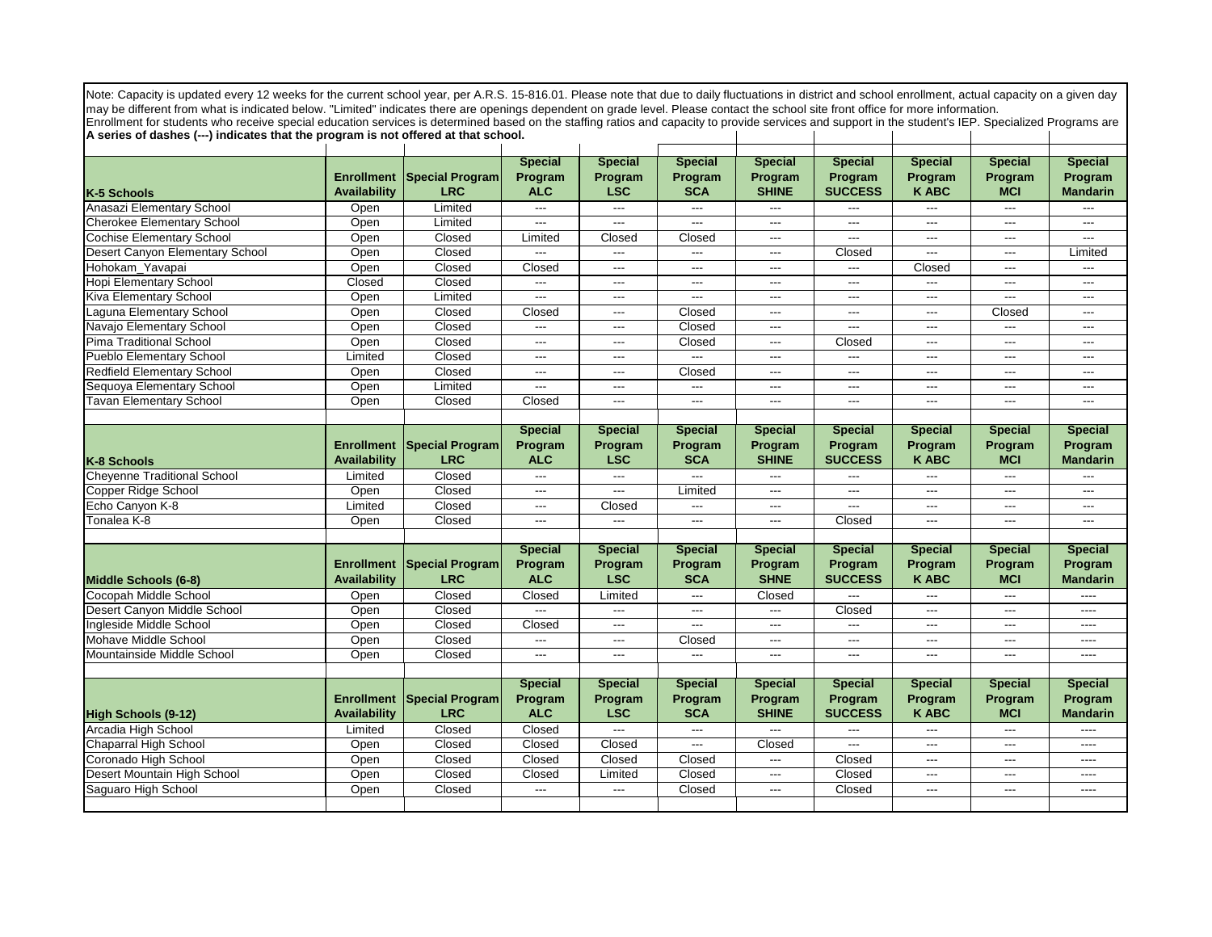Note: Capacity is updated every 12 weeks for the current school year, per A.R.S. 15-816.01. Please note that due to daily fluctuations in district and school enrollment, actual capacity on a given day may be different from what is indicated below. "Limited" indicates there are openings dependent on grade level. Please contact the school site front office for more information.
Enrollment for students who receive special education services is determined based on the staffing ratios and capacity to provide services and support in the student's IEP. Specialized Programs are
**A series of dashes (---) indicates that the program is not offered at that school.**

| K-5 Schools | Enrollment Availability | Special Program LRC | Special Program ALC | Special Program LSC | Special Program SCA | Special Program SHINE | Special Program SUCCESS | Special Program K ABC | Special Program MCI | Special Program Mandarin |
|---|---|---|---|---|---|---|---|---|---|---|
| Anasazi Elementary School | Open | Limited | --- | --- | --- | --- | --- | --- | --- | --- |
| Cherokee Elementary School | Open | Limited | --- | --- | --- | --- | --- | --- | --- | --- |
| Cochise Elementary School | Open | Closed | Limited | Closed | Closed | --- | --- | --- | --- | --- |
| Desert Canyon Elementary School | Open | Closed | --- | --- | --- | --- | Closed | --- | --- | Limited |
| Hohokam_Yavapai | Open | Closed | Closed | --- | --- | --- | --- | Closed | --- | --- |
| Hopi Elementary School | Closed | Closed | --- | --- | --- | --- | --- | --- | --- | --- |
| Kiva Elementary School | Open | Limited | --- | --- | --- | --- | --- | --- | --- | --- |
| Laguna Elementary School | Open | Closed | Closed | --- | Closed | --- | --- | --- | Closed | --- |
| Navajo Elementary School | Open | Closed | --- | --- | Closed | --- | --- | --- | --- | --- |
| Pima Traditional School | Open | Closed | --- | --- | Closed | --- | Closed | --- | --- | --- |
| Pueblo Elementary School | Limited | Closed | --- | --- | --- | --- | --- | --- | --- | --- |
| Redfield Elementary School | Open | Closed | --- | --- | Closed | --- | --- | --- | --- | --- |
| Sequoya Elementary School | Open | Limited | --- | --- | --- | --- | --- | --- | --- | --- |
| Tavan Elementary School | Open | Closed | Closed | --- | --- | --- | --- | --- | --- | --- |

| K-8 Schools | Enrollment Availability | Special Program LRC | Special Program ALC | Special Program LSC | Special Program SCA | Special Program SHINE | Special Program SUCCESS | Special Program K ABC | Special Program MCI | Special Program Mandarin |
|---|---|---|---|---|---|---|---|---|---|---|
| Cheyenne Traditional School | Limited | Closed | --- | --- | --- | --- | --- | --- | --- | --- |
| Copper Ridge School | Open | Closed | --- | --- | Limited | --- | --- | --- | --- | --- |
| Echo Canyon K-8 | Limited | Closed | --- | Closed | --- | --- | --- | --- | --- | --- |
| Tonalea K-8 | Open | Closed | --- | --- | --- | --- | Closed | --- | --- | --- |

| Middle Schools (6-8) | Enrollment Availability | Special Program LRC | Special Program ALC | Special Program LSC | Special Program SCA | Special Program SHNE | Special Program SUCCESS | Special Program K ABC | Special Program MCI | Special Program Mandarin |
|---|---|---|---|---|---|---|---|---|---|---|
| Cocopah Middle School | Open | Closed | Closed | Limited | --- | Closed | --- | --- | --- | ---- |
| Desert Canyon Middle School | Open | Closed | --- | --- | --- | --- | Closed | --- | --- | ---- |
| Ingleside Middle School | Open | Closed | Closed | --- | --- | --- | --- | --- | --- | ---- |
| Mohave Middle School | Open | Closed | --- | --- | Closed | --- | --- | --- | --- | ---- |
| Mountainside Middle School | Open | Closed | --- | --- | --- | --- | --- | --- | --- | ---- |

| High Schools (9-12) | Enrollment Availability | Special Program LRC | Special Program ALC | Special Program LSC | Special Program SCA | Special Program SHINE | Special Program SUCCESS | Special Program K ABC | Special Program MCI | Special Program Mandarin |
|---|---|---|---|---|---|---|---|---|---|---|
| Arcadia High School | Limited | Closed | Closed | --- | --- | --- | --- | --- | --- | ---- |
| Chaparral High School | Open | Closed | Closed | Closed | --- | Closed | --- | --- | --- | ---- |
| Coronado High School | Open | Closed | Closed | Closed | Closed | --- | Closed | --- | --- | ---- |
| Desert Mountain High School | Open | Closed | Closed | Limited | Closed | --- | Closed | --- | --- | ---- |
| Saguaro High School | Open | Closed | --- | --- | Closed | --- | Closed | --- | --- | ---- |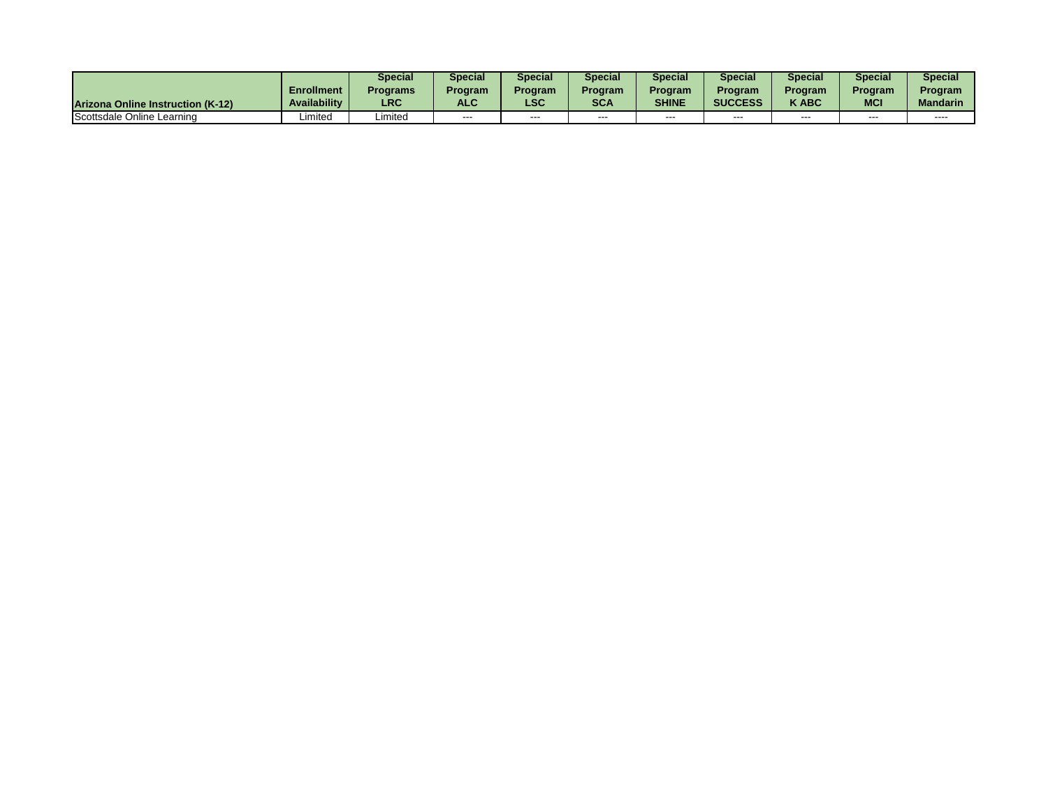| Arizona Online Instruction (K-12) | Enrollment Availability | Special Programs LRC | Special Program ALC | Special Program LSC | Special Program SCA | Special Program SHINE | Special Program SUCCESS | Special Program K ABC | Special Program MCI | Special Program Mandarin |
|---|---|---|---|---|---|---|---|---|---|---|
| Scottsdale Online Learning | Limited | Limited | --- | --- | --- | --- | --- | --- | --- | ---- |